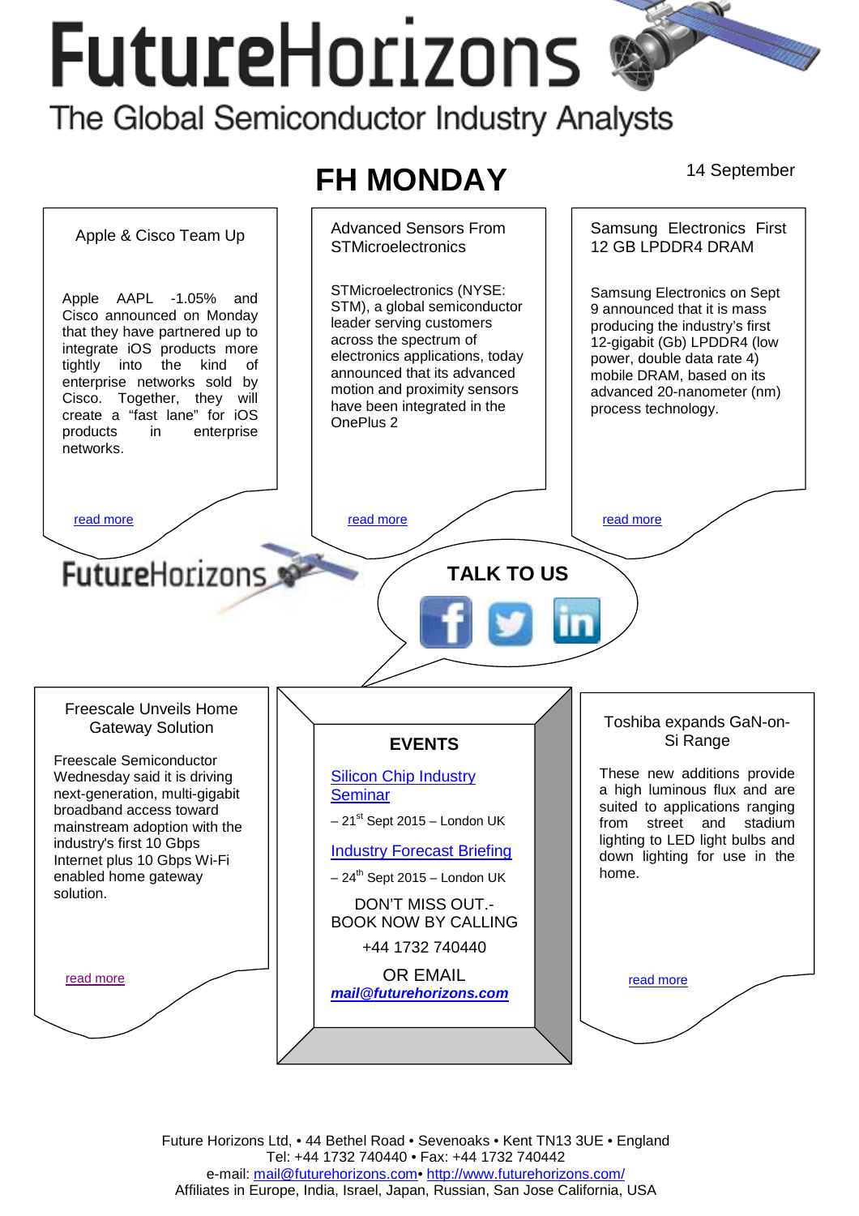# FutureHorizons

The Global Semiconductor Industry Analysts

## FH MONDAY

14 September

### Apple & Cisco Team Up

Apple AAPL -1.05% and Cisco announced on Monday that they have partnered up to integrate iOS products more tightly into the kind of enterprise networks sold by Cisco. Together, they will create a “fast lane” for iOS products in enterprise networks.

read more

### Advanced Sensors From STMicroelectronics

STMicroelectronics (NYSE: STM), a global semiconductor leader serving customers across the spectrum of electronics applications, today announced that its advanced motion and proximity sensors have been integrated in the OnePlus 2

read more

### Samsung Electronics First 12 GB LPDDR4 DRAM

Samsung Electronics on Sept 9 announced that it is mass producing the industry’s first 12-gigabit (Gb) LPDDR4 (low power, double data rate 4) mobile DRAM, based on its advanced 20-nanometer (nm) process technology.

read more

FutureHorizons

TALK TO US

### Freescale Unveils Home Gateway Solution

Freescale Semiconductor Wednesday said it is driving next-generation, multi-gigabit broadband access toward mainstream adoption with the industry’s first 10 Gbps Internet plus 10 Gbps Wi-Fi enabled home gateway solution.

read more

### EVENTS

Silicon Chip Industry Seminar

– 21st Sept 2015 – London UK

Industry Forecast Briefing

– 24th Sept 2015 – London UK

DON’T MISS OUT.- BOOK NOW BY CALLING

+44 1732 740440

OR EMAIL

***mail@futurehorizons.com***

### Toshiba expands GaN-on-Si Range

These new additions provide a high luminous flux and are suited to applications ranging from street and stadium lighting to LED light bulbs and down lighting for use in the home.

read more

Future Horizons Ltd, • 44 Bethel Road • Sevenoaks • Kent TN13 3UE • England
Tel: +44 1732 740440 • Fax: +44 1732 740442
e-mail: mail@futurehorizons.com• http://www.futurehorizons.com/
Affiliates in Europe, India, Israel, Japan, Russian, San Jose California, USA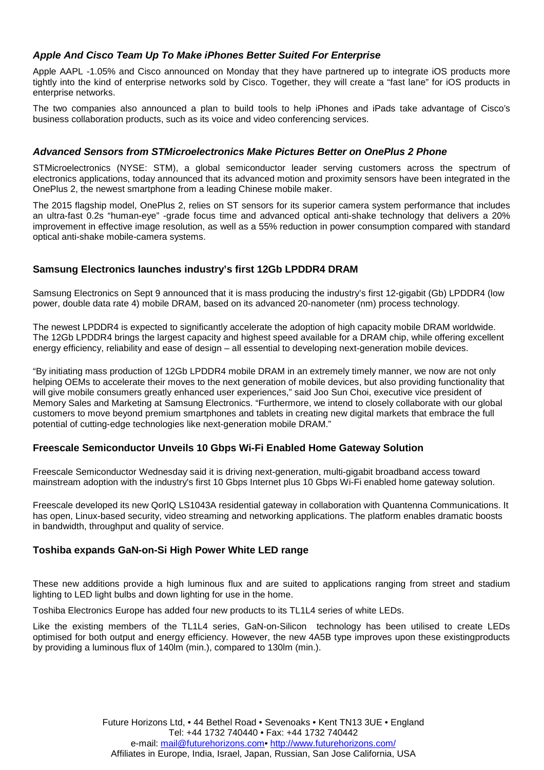### *Apple And Cisco Team Up To Make iPhones Better Suited For Enterprise*

Apple AAPL -1.05% and Cisco announced on Monday that they have partnered up to integrate iOS products more tightly into the kind of enterprise networks sold by Cisco. Together, they will create a "fast lane" for iOS products in enterprise networks.

The two companies also announced a plan to build tools to help iPhones and iPads take advantage of Cisco's business collaboration products, such as its voice and video conferencing services.

### *Advanced Sensors from STMicroelectronics Make Pictures Better on OnePlus 2 Phone*

STMicroelectronics (NYSE: STM), a global semiconductor leader serving customers across the spectrum of electronics applications, today announced that its advanced motion and proximity sensors have been integrated in the OnePlus 2, the newest smartphone from a leading Chinese mobile maker.

The 2015 flagship model, OnePlus 2, relies on ST sensors for its superior camera system performance that includes an ultra-fast 0.2s "human-eye" -grade focus time and advanced optical anti-shake technology that delivers a 20% improvement in effective image resolution, as well as a 55% reduction in power consumption compared with standard optical anti-shake mobile-camera systems.

### Samsung Electronics launches industry's first 12Gb LPDDR4 DRAM

Samsung Electronics on Sept 9 announced that it is mass producing the industry's first 12-gigabit (Gb) LPDDR4 (low power, double data rate 4) mobile DRAM, based on its advanced 20-nanometer (nm) process technology.

The newest LPDDR4 is expected to significantly accelerate the adoption of high capacity mobile DRAM worldwide. The 12Gb LPDDR4 brings the largest capacity and highest speed available for a DRAM chip, while offering excellent energy efficiency, reliability and ease of design – all essential to developing next-generation mobile devices.

"By initiating mass production of 12Gb LPDDR4 mobile DRAM in an extremely timely manner, we now are not only helping OEMs to accelerate their moves to the next generation of mobile devices, but also providing functionality that will give mobile consumers greatly enhanced user experiences," said Joo Sun Choi, executive vice president of Memory Sales and Marketing at Samsung Electronics. "Furthermore, we intend to closely collaborate with our global customers to move beyond premium smartphones and tablets in creating new digital markets that embrace the full potential of cutting-edge technologies like next-generation mobile DRAM."

### Freescale Semiconductor Unveils 10 Gbps Wi-Fi Enabled Home Gateway Solution

Freescale Semiconductor Wednesday said it is driving next-generation, multi-gigabit broadband access toward mainstream adoption with the industry's first 10 Gbps Internet plus 10 Gbps Wi-Fi enabled home gateway solution.

Freescale developed its new QorIQ LS1043A residential gateway in collaboration with Quantenna Communications. It has open, Linux-based security, video streaming and networking applications. The platform enables dramatic boosts in bandwidth, throughput and quality of service.

### Toshiba expands GaN-on-Si High Power White LED range

These new additions provide a high luminous flux and are suited to applications ranging from street and stadium lighting to LED light bulbs and down lighting for use in the home.

Toshiba Electronics Europe has added four new products to its TL1L4 series of white LEDs.

Like the existing members of the TL1L4 series, GaN-on-Silicon technology has been utilised to create LEDs optimised for both output and energy efficiency. However, the new 4A5B type improves upon these existingproducts by providing a luminous flux of 140lm (min.), compared to 130lm (min.).

Future Horizons Ltd, • 44 Bethel Road • Sevenoaks • Kent TN13 3UE • England
Tel: +44 1732 740440 • Fax: +44 1732 740442
e-mail: mail@futurehorizons.com• http://www.futurehorizons.com/
Affiliates in Europe, India, Israel, Japan, Russian, San Jose California, USA